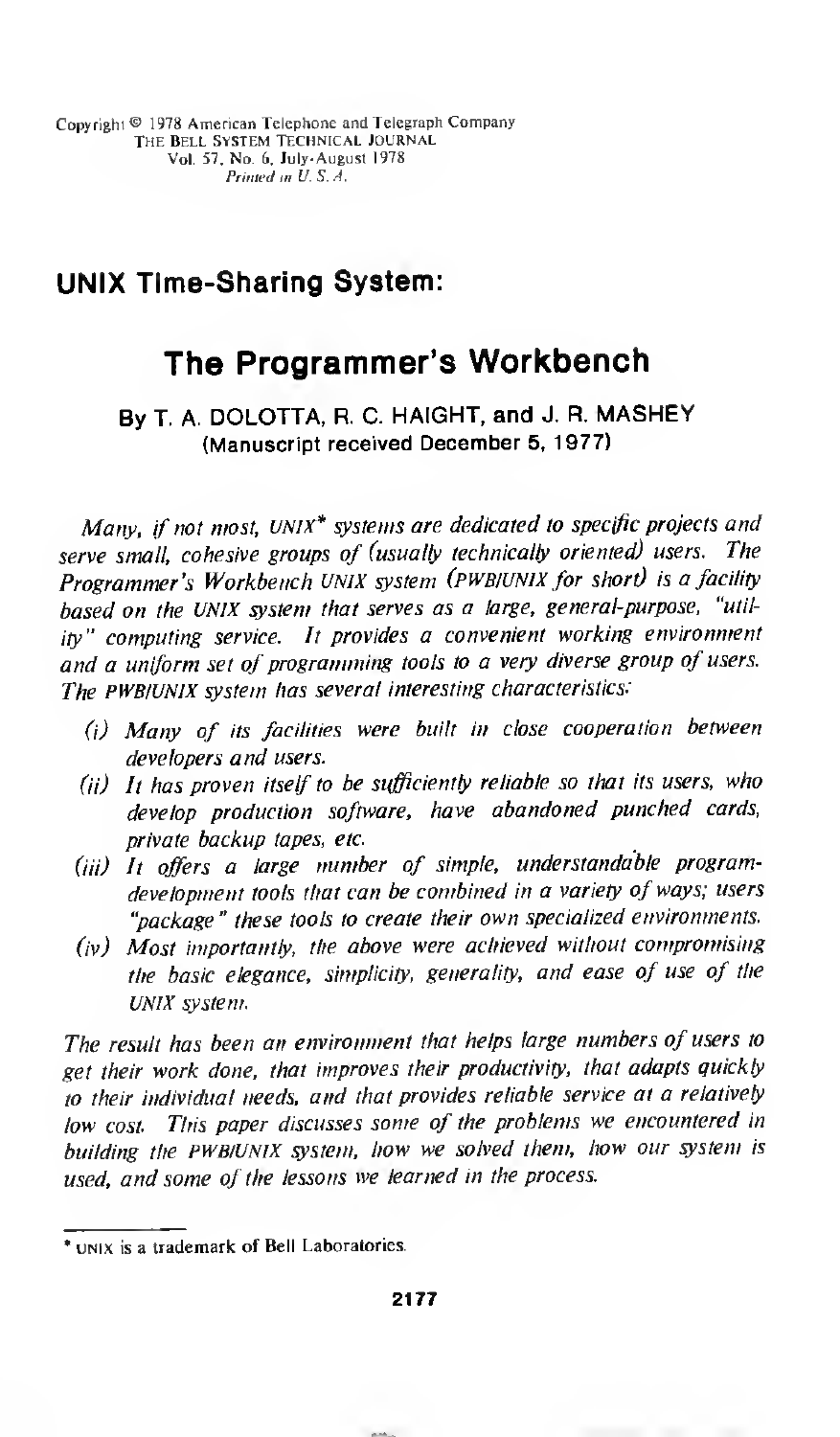Copyright © 1978 American Telephone and Telegraph Company
THE BELL SYSTEM TECHNICAL JOURNAL
Vol. 57, No. 6, July-August 1978
*Printed in U. S. A.*

## UNIX Time-Sharing System:

# The Programmer's Workbench

**By T. A. DOLOTTA, R. C. HAIGHT, and J. R. MASHEY**
(Manuscript received December 5, 1977)

*Many, if not most, UNIX\* systems are dedicated to specific projects and serve small, cohesive groups of (usually technically oriented) users. The Programmer's Workbench UNIX system (PWB/UNIX for short) is a facility based on the UNIX system that serves as a large, general-purpose, "utility" computing service. It provides a convenient working environment and a uniform set of programming tools to a very diverse group of users. The PWB/UNIX system has several interesting characteristics:*

*(i) Many of its facilities were built in close cooperation between developers and users.*

*(ii) It has proven itself to be sufficiently reliable so that its users, who develop production software, have abandoned punched cards, private backup tapes, etc.*

*(iii) It offers a large number of simple, understandable program-development tools that can be combined in a variety of ways; users "package" these tools to create their own specialized environments.*

*(iv) Most importantly, the above were achieved without compromising the basic elegance, simplicity, generality, and ease of use of the UNIX system.*

*The result has been an environment that helps large numbers of users to get their work done, that improves their productivity, that adapts quickly to their individual needs, and that provides reliable service at a relatively low cost. This paper discusses some of the problems we encountered in building the PWB/UNIX system, how we solved them, how our system is used, and some of the lessons we learned in the process.*

---

\* UNIX is a trademark of Bell Laboratories.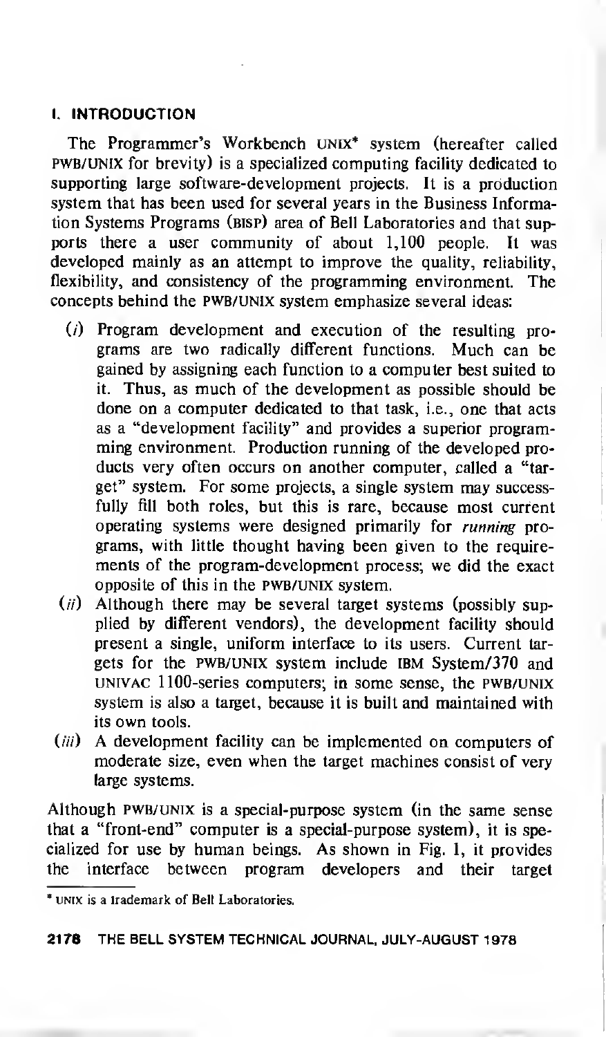## I. INTRODUCTION

The Programmer's Workbench UNIX* system (hereafter called PWB/UNIX for brevity) is a specialized computing facility dedicated to supporting large software-development projects. It is a production system that has been used for several years in the Business Information Systems Programs (BISP) area of Bell Laboratories and that supports there a user community of about 1,100 people. It was developed mainly as an attempt to improve the quality, reliability, flexibility, and consistency of the programming environment. The concepts behind the PWB/UNIX system emphasize several ideas:

- (*i*) Program development and execution of the resulting programs are two radically different functions. Much can be gained by assigning each function to a computer best suited to it. Thus, as much of the development as possible should be done on a computer dedicated to that task, i.e., one that acts as a "development facility" and provides a superior programming environment. Production running of the developed products very often occurs on another computer, called a "target" system. For some projects, a single system may successfully fill both roles, but this is rare, because most current operating systems were designed primarily for *running* programs, with little thought having been given to the requirements of the program-development process; we did the exact opposite of this in the PWB/UNIX system.
- (*ii*) Although there may be several target systems (possibly supplied by different vendors), the development facility should present a single, uniform interface to its users. Current targets for the PWB/UNIX system include IBM System/370 and UNIVAC 1100-series computers; in some sense, the PWB/UNIX system is also a target, because it is built and maintained with its own tools.
- (*iii*) A development facility can be implemented on computers of moderate size, even when the target machines consist of very large systems.

Although PWB/UNIX is a special-purpose system (in the same sense that a "front-end" computer is a special-purpose system), it is specialized for use by human beings. As shown in Fig. 1, it provides the interface between program developers and their target

* UNIX is a trademark of Bell Laboratories.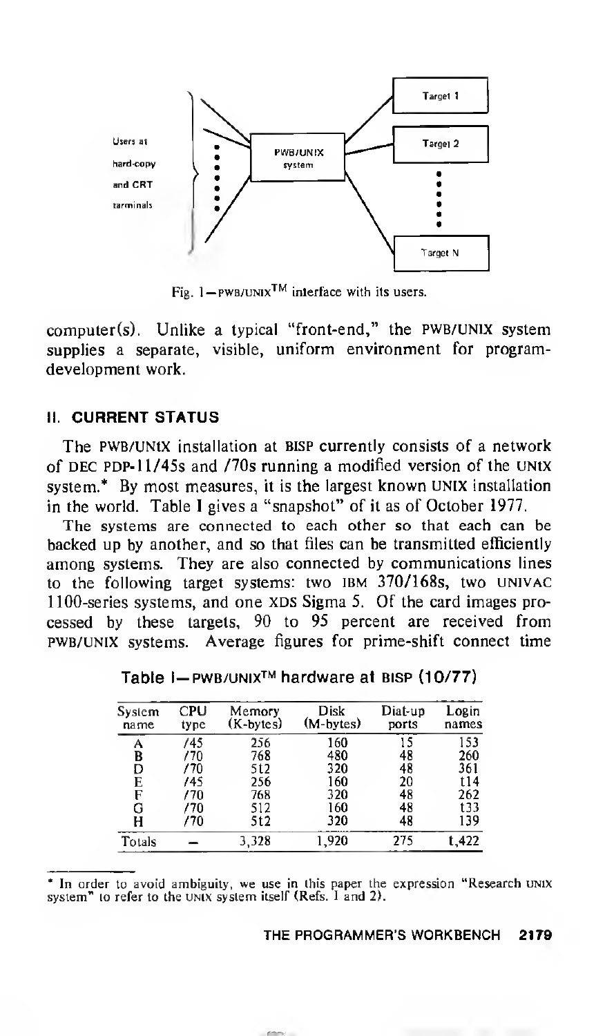Users at hard-copy and CRT terminals → PWB/UNIX system → Target 1, Target 2, ..., Target N

Fig. 1—PWB/UNIX™ interface with its users.

computer(s). Unlike a typical "front-end," the PWB/UNIX system supplies a separate, visible, uniform environment for program-development work.

## II. CURRENT STATUS

The PWB/UNIX installation at BISP currently consists of a network of DEC PDP-11/45s and /70s running a modified version of the UNIX system.* By most measures, it is the largest known UNIX installation in the world. Table I gives a "snapshot" of it as of October 1977.

The systems are connected to each other so that each can be backed up by another, and so that files can be transmitted efficiently among systems. They are also connected by communications lines to the following target systems: two IBM 370/168s, two UNIVAC 1100-series systems, and one XDS Sigma 5. Of the card images processed by these targets, 90 to 95 percent are received from PWB/UNIX systems. Average figures for prime-shift connect time

**Table I—PWB/UNIX™ hardware at BISP (10/77)**

| System name | CPU type | Memory (K-bytes) | Disk (M-bytes) | Dial-up ports | Login names |
|---|---|---|---|---|---|
| A | /45 | 256 | 160 | 15 | 153 |
| B | /70 | 768 | 480 | 48 | 260 |
| D | /70 | 512 | 320 | 48 | 361 |
| E | /45 | 256 | 160 | 20 | 114 |
| F | /70 | 768 | 320 | 48 | 262 |
| G | /70 | 512 | 160 | 48 | 133 |
| H | /70 | 512 | 320 | 48 | 139 |
| Totals | — | 3,328 | 1,920 | 275 | 1,422 |

* In order to avoid ambiguity, we use in this paper the expression "Research UNIX system" to refer to the UNIX system itself (Refs. 1 and 2).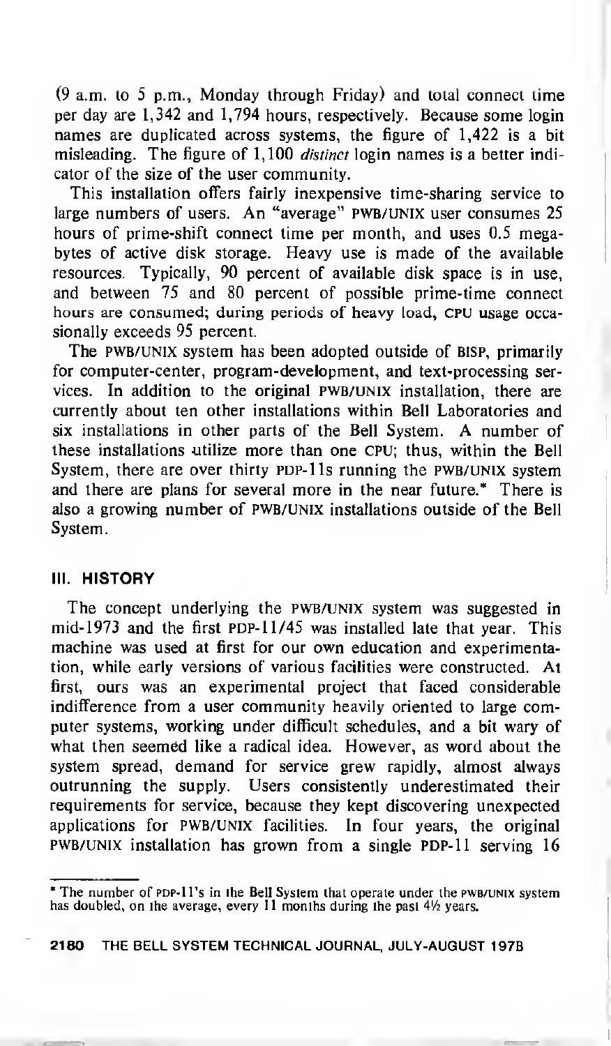(9 a.m. to 5 p.m., Monday through Friday) and total connect time per day are 1,342 and 1,794 hours, respectively. Because some login names are duplicated across systems, the figure of 1,422 is a bit misleading. The figure of 1,100 *distinct* login names is a better indicator of the size of the user community.

This installation offers fairly inexpensive time-sharing service to large numbers of users. An "average" PWB/UNIX user consumes 25 hours of prime-shift connect time per month, and uses 0.5 megabytes of active disk storage. Heavy use is made of the available resources. Typically, 90 percent of available disk space is in use, and between 75 and 80 percent of possible prime-time connect hours are consumed; during periods of heavy load, CPU usage occasionally exceeds 95 percent.

The PWB/UNIX system has been adopted outside of BISP, primarily for computer-center, program-development, and text-processing services. In addition to the original PWB/UNIX installation, there are currently about ten other installations within Bell Laboratories and six installations in other parts of the Bell System. A number of these installations utilize more than one CPU; thus, within the Bell System, there are over thirty PDP-11s running the PWB/UNIX system and there are plans for several more in the near future.* There is also a growing number of PWB/UNIX installations outside of the Bell System.

## III. HISTORY

The concept underlying the PWB/UNIX system was suggested in mid-1973 and the first PDP-11/45 was installed late that year. This machine was used at first for our own education and experimentation, while early versions of various facilities were constructed. At first, ours was an experimental project that faced considerable indifference from a user community heavily oriented to large computer systems, working under difficult schedules, and a bit wary of what then seemed like a radical idea. However, as word about the system spread, demand for service grew rapidly, almost always outrunning the supply. Users consistently underestimated their requirements for service, because they kept discovering unexpected applications for PWB/UNIX facilities. In four years, the original PWB/UNIX installation has grown from a single PDP-11 serving 16

* The number of PDP-11's in the Bell System that operate under the PWB/UNIX system has doubled, on the average, every 11 months during the past 4½ years.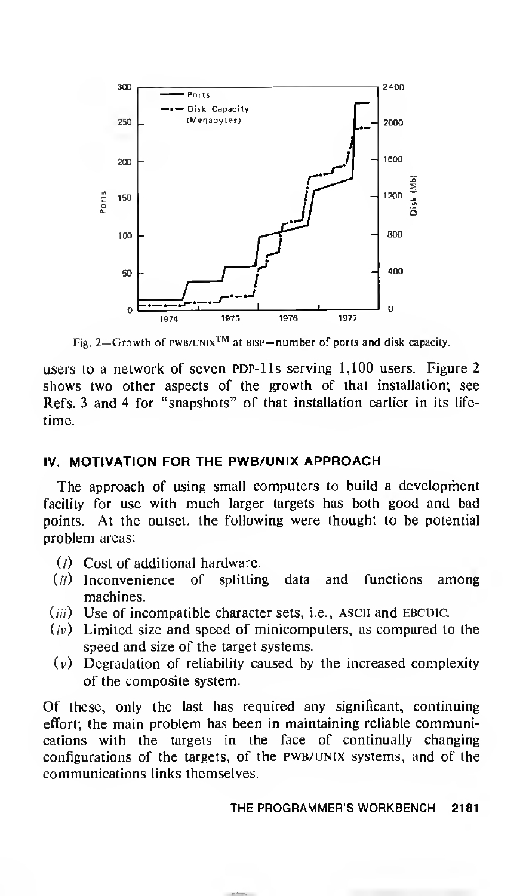300
250
200
150
100
50
0
Ports
1974
1975
1976
1977
2400
2000
1600
1200
800
400
0
Disk (Mb)
Ports
Disk Capacity (Megabytes)

Fig. 2—Growth of PWB/UNIX™ at BISP—number of ports and disk capacity.

users to a network of seven PDP-11s serving 1,100 users. Figure 2 shows two other aspects of the growth of that installation; see Refs. 3 and 4 for "snapshots" of that installation earlier in its lifetime.

## IV. MOTIVATION FOR THE PWB/UNIX APPROACH

The approach of using small computers to build a development facility for use with much larger targets has both good and bad points. At the outset, the following were thought to be potential problem areas:

(i) Cost of additional hardware.
(ii) Inconvenience of splitting data and functions among machines.
(iii) Use of incompatible character sets, i.e., ASCII and EBCDIC.
(iv) Limited size and speed of minicomputers, as compared to the speed and size of the target systems.
(v) Degradation of reliability caused by the increased complexity of the composite system.

Of these, only the last has required any significant, continuing effort; the main problem has been in maintaining reliable communications with the targets in the face of continually changing configurations of the targets, of the PWB/UNIX systems, and of the communications links themselves.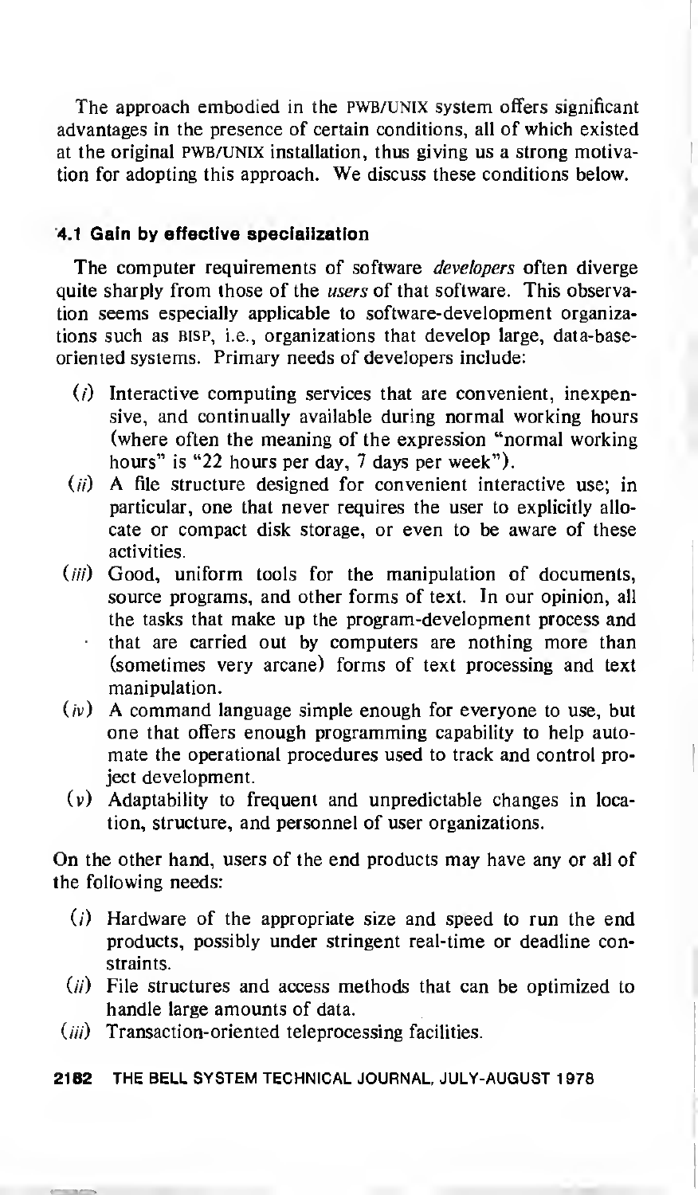The approach embodied in the PWB/UNIX system offers significant advantages in the presence of certain conditions, all of which existed at the original PWB/UNIX installation, thus giving us a strong motivation for adopting this approach. We discuss these conditions below.

### 4.1 Gain by effective specialization

The computer requirements of software *developers* often diverge quite sharply from those of the *users* of that software. This observation seems especially applicable to software-development organizations such as BISP, i.e., organizations that develop large, data-base-oriented systems. Primary needs of developers include:

(*i*) Interactive computing services that are convenient, inexpensive, and continually available during normal working hours (where often the meaning of the expression "normal working hours" is "22 hours per day, 7 days per week").

(*ii*) A file structure designed for convenient interactive use; in particular, one that never requires the user to explicitly allocate or compact disk storage, or even to be aware of these activities.

(*iii*) Good, uniform tools for the manipulation of documents, source programs, and other forms of text. In our opinion, all the tasks that make up the program-development process and that are carried out by computers are nothing more than (sometimes very arcane) forms of text processing and text manipulation.

(*iv*) A command language simple enough for everyone to use, but one that offers enough programming capability to help automate the operational procedures used to track and control project development.

(*v*) Adaptability to frequent and unpredictable changes in location, structure, and personnel of user organizations.

On the other hand, users of the end products may have any or all of the following needs:

(*i*) Hardware of the appropriate size and speed to run the end products, possibly under stringent real-time or deadline constraints.

(*ii*) File structures and access methods that can be optimized to handle large amounts of data.

(*iii*) Transaction-oriented teleprocessing facilities.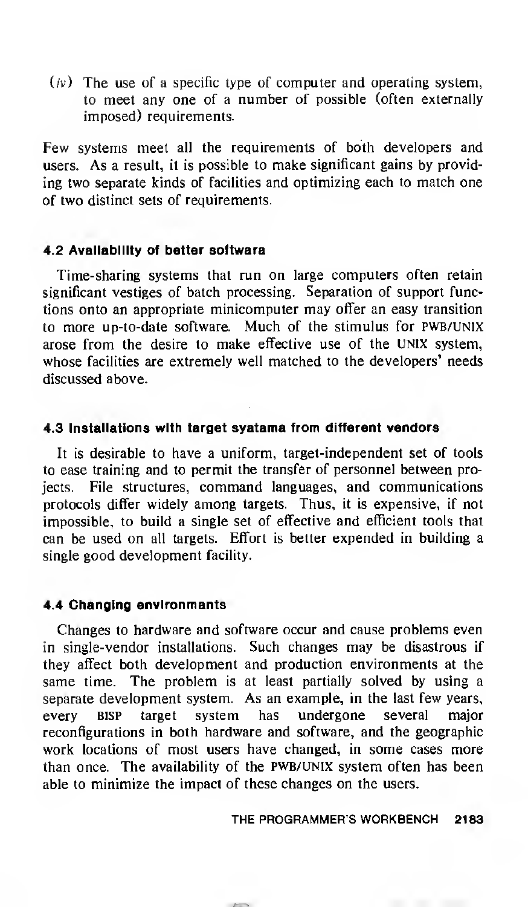(*iv*) The use of a specific type of computer and operating system, to meet any one of a number of possible (often externally imposed) requirements.

Few systems meet all the requirements of both developers and users. As a result, it is possible to make significant gains by providing two separate kinds of facilities and optimizing each to match one of two distinct sets of requirements.

### 4.2 Availability of better software

Time-sharing systems that run on large computers often retain significant vestiges of batch processing. Separation of support functions onto an appropriate minicomputer may offer an easy transition to more up-to-date software. Much of the stimulus for PWB/UNIX arose from the desire to make effective use of the UNIX system, whose facilities are extremely well matched to the developers' needs discussed above.

### 4.3 Installations with target systems from different vendors

It is desirable to have a uniform, target-independent set of tools to ease training and to permit the transfer of personnel between projects. File structures, command languages, and communications protocols differ widely among targets. Thus, it is expensive, if not impossible, to build a single set of effective and efficient tools that can be used on all targets. Effort is better expended in building a single good development facility.

### 4.4 Changing environments

Changes to hardware and software occur and cause problems even in single-vendor installations. Such changes may be disastrous if they affect both development and production environments at the same time. The problem is at least partially solved by using a separate development system. As an example, in the last few years, every BISP target system has undergone several major reconfigurations in both hardware and software, and the geographic work locations of most users have changed, in some cases more than once. The availability of the PWB/UNIX system often has been able to minimize the impact of these changes on the users.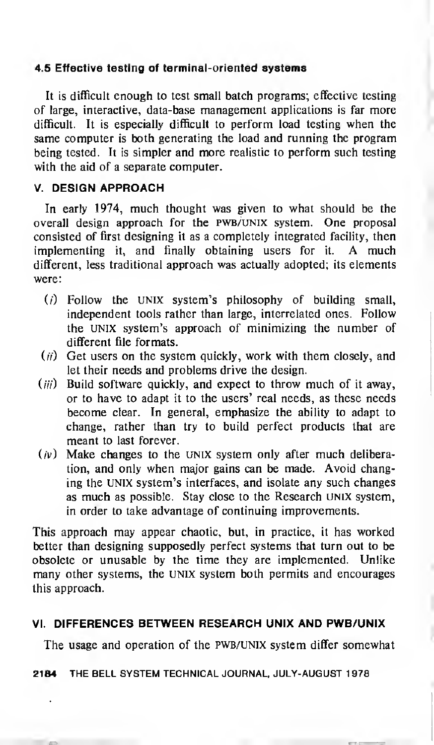### 4.5 Effective testing of terminal-oriented systems

It is difficult enough to test small batch programs; effective testing of large, interactive, data-base management applications is far more difficult. It is especially difficult to perform load testing when the same computer is both generating the load and running the program being tested. It is simpler and more realistic to perform such testing with the aid of a separate computer.

## V. DESIGN APPROACH

In early 1974, much thought was given to what should be the overall design approach for the PWB/UNIX system. One proposal consisted of first designing it as a completely integrated facility, then implementing it, and finally obtaining users for it. A much different, less traditional approach was actually adopted; its elements were:

- (*i*) Follow the UNIX system's philosophy of building small, independent tools rather than large, interrelated ones. Follow the UNIX system's approach of minimizing the number of different file formats.
- (*ii*) Get users on the system quickly, work with them closely, and let their needs and problems drive the design.
- (*iii*) Build software quickly, and expect to throw much of it away, or to have to adapt it to the users' real needs, as these needs become clear. In general, emphasize the ability to adapt to change, rather than try to build perfect products that are meant to last forever.
- (*iv*) Make changes to the UNIX system only after much deliberation, and only when major gains can be made. Avoid changing the UNIX system's interfaces, and isolate any such changes as much as possible. Stay close to the Research UNIX system, in order to take advantage of continuing improvements.

This approach may appear chaotic, but, in practice, it has worked better than designing supposedly perfect systems that turn out to be obsolete or unusable by the time they are implemented. Unlike many other systems, the UNIX system both permits and encourages this approach.

## VI. DIFFERENCES BETWEEN RESEARCH UNIX AND PWB/UNIX

The usage and operation of the PWB/UNIX system differ somewhat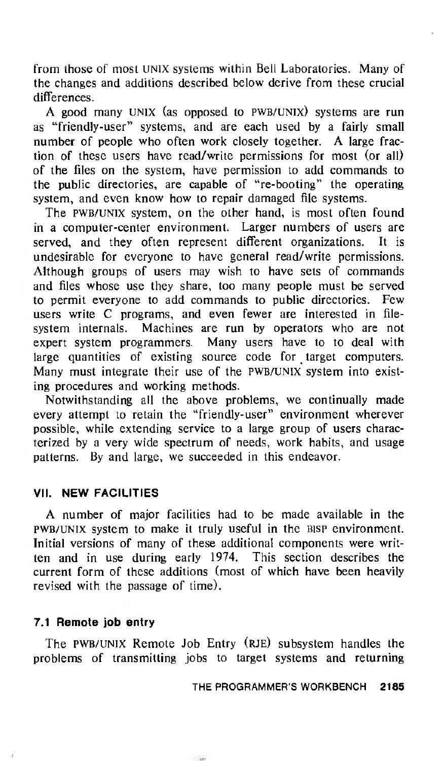from those of most UNIX systems within Bell Laboratories. Many of the changes and additions described below derive from these crucial differences.

A good many UNIX (as opposed to PWB/UNIX) systems are run as "friendly-user" systems, and are each used by a fairly small number of people who often work closely together. A large fraction of these users have read/write permissions for most (or all) of the files on the system, have permission to add commands to the public directories, are capable of "re-booting" the operating system, and even know how to repair damaged file systems.

The PWB/UNIX system, on the other hand, is most often found in a computer-center environment. Larger numbers of users are served, and they often represent different organizations. It is undesirable for everyone to have general read/write permissions. Although groups of users may wish to have sets of commands and files whose use they share, too many people must be served to permit everyone to add commands to public directories. Few users write C programs, and even fewer are interested in file-system internals. Machines are run by operators who are not expert system programmers. Many users have to to deal with large quantities of existing source code for target computers. Many must integrate their use of the PWB/UNIX system into existing procedures and working methods.

Notwithstanding all the above problems, we continually made every attempt to retain the "friendly-user" environment wherever possible, while extending service to a large group of users characterized by a very wide spectrum of needs, work habits, and usage patterns. By and large, we succeeded in this endeavor.

## VII. NEW FACILITIES

A number of major facilities had to be made available in the PWB/UNIX system to make it truly useful in the BISP environment. Initial versions of many of these additional components were written and in use during early 1974. This section describes the current form of these additions (most of which have been heavily revised with the passage of time).

### 7.1 Remote job entry

The PWB/UNIX Remote Job Entry (RJE) subsystem handles the problems of transmitting jobs to target systems and returning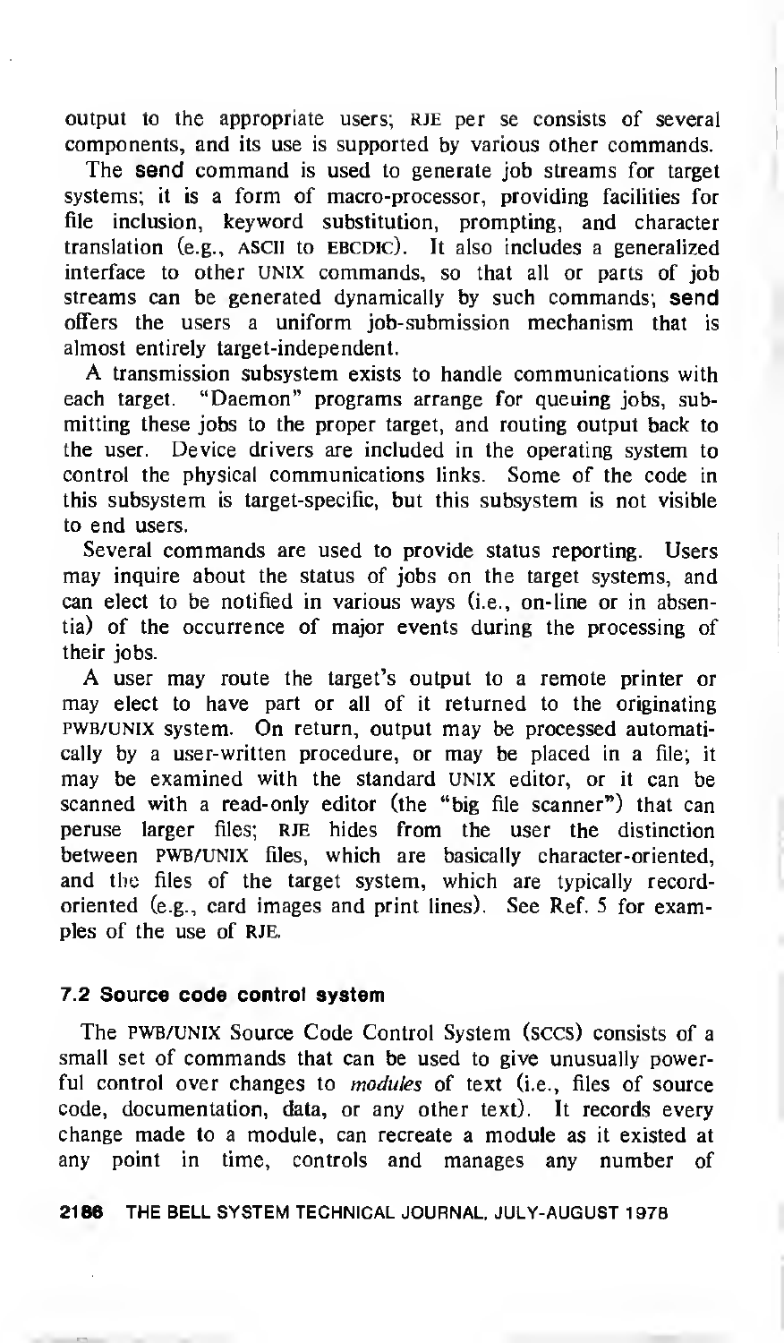output to the appropriate users; RJE per se consists of several components, and its use is supported by various other commands.

The **send** command is used to generate job streams for target systems; it is a form of macro-processor, providing facilities for file inclusion, keyword substitution, prompting, and character translation (e.g., ASCII to EBCDIC). It also includes a generalized interface to other UNIX commands, so that all or parts of job streams can be generated dynamically by such commands; **send** offers the users a uniform job-submission mechanism that is almost entirely target-independent.

A transmission subsystem exists to handle communications with each target. "Daemon" programs arrange for queuing jobs, submitting these jobs to the proper target, and routing output back to the user. Device drivers are included in the operating system to control the physical communications links. Some of the code in this subsystem is target-specific, but this subsystem is not visible to end users.

Several commands are used to provide status reporting. Users may inquire about the status of jobs on the target systems, and can elect to be notified in various ways (i.e., on-line or in absentia) of the occurrence of major events during the processing of their jobs.

A user may route the target's output to a remote printer or may elect to have part or all of it returned to the originating PWB/UNIX system. On return, output may be processed automatically by a user-written procedure, or may be placed in a file; it may be examined with the standard UNIX editor, or it can be scanned with a read-only editor (the "big file scanner") that can peruse larger files; RJE hides from the user the distinction between PWB/UNIX files, which are basically character-oriented, and the files of the target system, which are typically record-oriented (e.g., card images and print lines). See Ref. 5 for examples of the use of RJE.

### 7.2 Source code control system

The PWB/UNIX Source Code Control System (SCCS) consists of a small set of commands that can be used to give unusually powerful control over changes to *modules* of text (i.e., files of source code, documentation, data, or any other text). It records every change made to a module, can recreate a module as it existed at any point in time, controls and manages any number of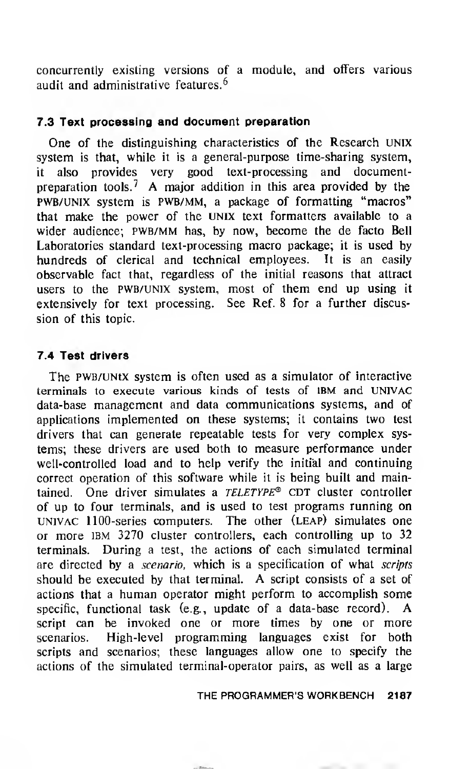concurrently existing versions of a module, and offers various audit and administrative features.[6]

### 7.3 Text processing and document preparation

One of the distinguishing characteristics of the Research UNIX system is that, while it is a general-purpose time-sharing system, it also provides very good text-processing and document-preparation tools.[7] A major addition in this area provided by the PWB/UNIX system is PWB/MM, a package of formatting "macros" that make the power of the UNIX text formatters available to a wider audience; PWB/MM has, by now, become the de facto Bell Laboratories standard text-processing macro package; it is used by hundreds of clerical and technical employees. It is an easily observable fact that, regardless of the initial reasons that attract users to the PWB/UNIX system, most of them end up using it extensively for text processing. See Ref. 8 for a further discussion of this topic.

### 7.4 Test drivers

The PWB/UNIX system is often used as a simulator of interactive terminals to execute various kinds of tests of IBM and UNIVAC data-base management and data communications systems, and of applications implemented on these systems; it contains two test drivers that can generate repeatable tests for very complex systems; these drivers are used both to measure performance under well-controlled load and to help verify the initial and continuing correct operation of this software while it is being built and maintained. One driver simulates a *TELETYPE®* CDT cluster controller of up to four terminals, and is used to test programs running on UNIVAC 1100-series computers. The other (LEAP) simulates one or more IBM 3270 cluster controllers, each controlling up to 32 terminals. During a test, the actions of each simulated terminal are directed by a *scenario*, which is a specification of what *scripts* should be executed by that terminal. A script consists of a set of actions that a human operator might perform to accomplish some specific, functional task (e.g., update of a data-base record). A script can be invoked one or more times by one or more scenarios. High-level programming languages exist for both scripts and scenarios; these languages allow one to specify the actions of the simulated terminal-operator pairs, as well as a large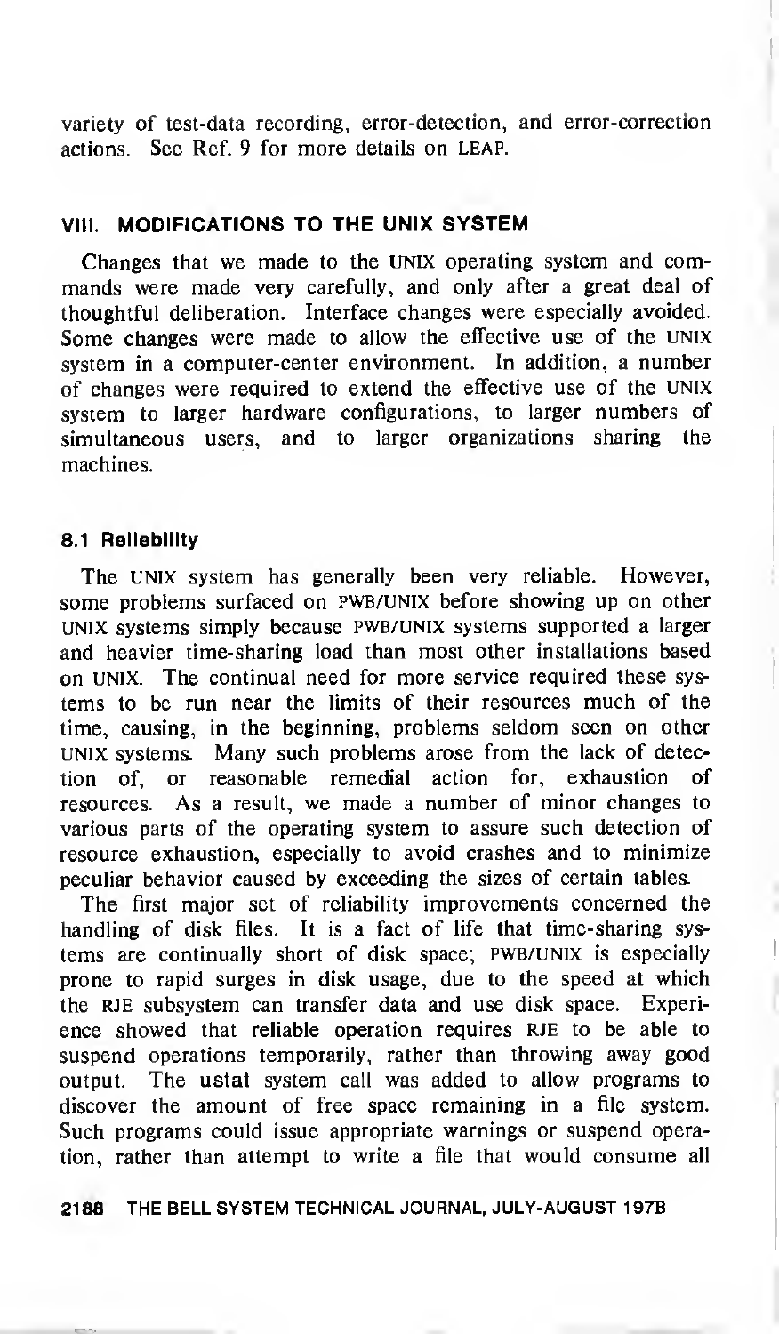variety of test-data recording, error-detection, and error-correction actions. See Ref. 9 for more details on LEAP.

## VIII. MODIFICATIONS TO THE UNIX SYSTEM

Changes that we made to the UNIX operating system and commands were made very carefully, and only after a great deal of thoughtful deliberation. Interface changes were especially avoided. Some changes were made to allow the effective use of the UNIX system in a computer-center environment. In addition, a number of changes were required to extend the effective use of the UNIX system to larger hardware configurations, to larger numbers of simultaneous users, and to larger organizations sharing the machines.

### 8.1 Reliability

The UNIX system has generally been very reliable. However, some problems surfaced on PWB/UNIX before showing up on other UNIX systems simply because PWB/UNIX systems supported a larger and heavier time-sharing load than most other installations based on UNIX. The continual need for more service required these systems to be run near the limits of their resources much of the time, causing, in the beginning, problems seldom seen on other UNIX systems. Many such problems arose from the lack of detection of, or reasonable remedial action for, exhaustion of resources. As a result, we made a number of minor changes to various parts of the operating system to assure such detection of resource exhaustion, especially to avoid crashes and to minimize peculiar behavior caused by exceeding the sizes of certain tables.

The first major set of reliability improvements concerned the handling of disk files. It is a fact of life that time-sharing systems are continually short of disk space; PWB/UNIX is especially prone to rapid surges in disk usage, due to the speed at which the RJE subsystem can transfer data and use disk space. Experience showed that reliable operation requires RJE to be able to suspend operations temporarily, rather than throwing away good output. The **ustat** system call was added to allow programs to discover the amount of free space remaining in a file system. Such programs could issue appropriate warnings or suspend operation, rather than attempt to write a file that would consume all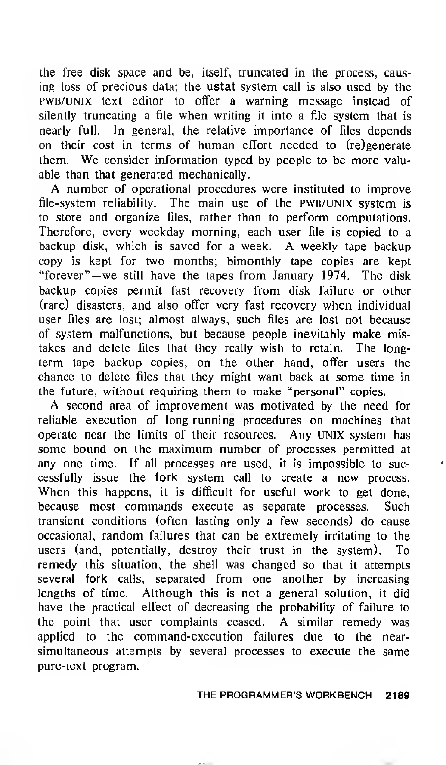the free disk space and be, itself, truncated in the process, causing loss of precious data; the **ustat** system call is also used by the PWB/UNIX text editor to offer a warning message instead of silently truncating a file when writing it into a file system that is nearly full. In general, the relative importance of files depends on their cost in terms of human effort needed to (re)generate them. We consider information typed by people to be more valuable than that generated mechanically.

A number of operational procedures were instituted to improve file-system reliability. The main use of the PWB/UNIX system is to store and organize files, rather than to perform computations. Therefore, every weekday morning, each user file is copied to a backup disk, which is saved for a week. A weekly tape backup copy is kept for two months; bimonthly tape copies are kept "forever"—we still have the tapes from January 1974. The disk backup copies permit fast recovery from disk failure or other (rare) disasters, and also offer very fast recovery when individual user files are lost; almost always, such files are lost not because of system malfunctions, but because people inevitably make mistakes and delete files that they really wish to retain. The long-term tape backup copies, on the other hand, offer users the chance to delete files that they might want back at some time in the future, without requiring them to make "personal" copies.

A second area of improvement was motivated by the need for reliable execution of long-running procedures on machines that operate near the limits of their resources. Any UNIX system has some bound on the maximum number of processes permitted at any one time. If all processes are used, it is impossible to successfully issue the **fork** system call to create a new process. When this happens, it is difficult for useful work to get done, because most commands execute as separate processes. Such transient conditions (often lasting only a few seconds) do cause occasional, random failures that can be extremely irritating to the users (and, potentially, destroy their trust in the system). To remedy this situation, the shell was changed so that it attempts several **fork** calls, separated from one another by increasing lengths of time. Although this is not a general solution, it did have the practical effect of decreasing the probability of failure to the point that user complaints ceased. A similar remedy was applied to the command-execution failures due to the near-simultaneous attempts by several processes to execute the same pure-text program.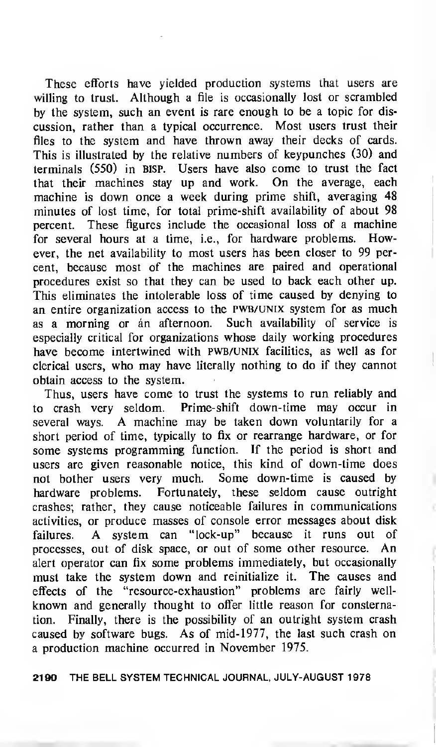These efforts have yielded production systems that users are willing to trust. Although a file is occasionally lost or scrambled by the system, such an event is rare enough to be a topic for discussion, rather than a typical occurrence. Most users trust their files to the system and have thrown away their decks of cards. This is illustrated by the relative numbers of keypunches (30) and terminals (550) in BISP. Users have also come to trust the fact that their machines stay up and work. On the average, each machine is down once a week during prime shift, averaging 48 minutes of lost time, for total prime-shift availability of about 98 percent. These figures include the occasional loss of a machine for several hours at a time, i.e., for hardware problems. However, the net availability to most users has been closer to 99 percent, because most of the machines are paired and operational procedures exist so that they can be used to back each other up. This eliminates the intolerable loss of time caused by denying to an entire organization access to the PWB/UNIX system for as much as a morning or an afternoon. Such availability of service is especially critical for organizations whose daily working procedures have become intertwined with PWB/UNIX facilities, as well as for clerical users, who may have literally nothing to do if they cannot obtain access to the system.

Thus, users have come to trust the systems to run reliably and to crash very seldom. Prime-shift down-time may occur in several ways. A machine may be taken down voluntarily for a short period of time, typically to fix or rearrange hardware, or for some systems programming function. If the period is short and users are given reasonable notice, this kind of down-time does not bother users very much. Some down-time is caused by hardware problems. Fortunately, these seldom cause outright crashes; rather, they cause noticeable failures in communications activities, or produce masses of console error messages about disk failures. A system can "lock-up" because it runs out of processes, out of disk space, or out of some other resource. An alert operator can fix some problems immediately, but occasionally must take the system down and reinitialize it. The causes and effects of the "resource-exhaustion" problems are fairly well-known and generally thought to offer little reason for consternation. Finally, there is the possibility of an outright system crash caused by software bugs. As of mid-1977, the last such crash on a production machine occurred in November 1975.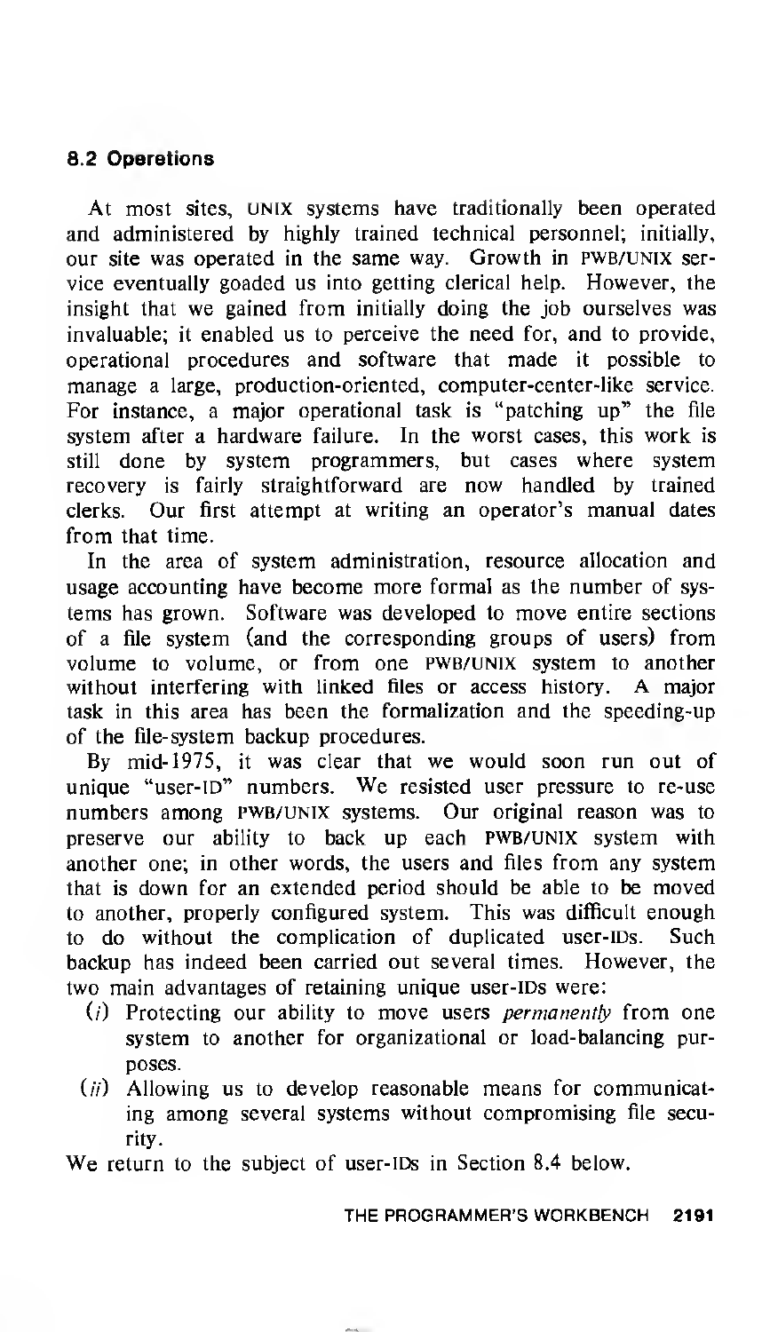## 8.2 Operations

At most sites, UNIX systems have traditionally been operated and administered by highly trained technical personnel; initially, our site was operated in the same way. Growth in PWB/UNIX service eventually goaded us into getting clerical help. However, the insight that we gained from initially doing the job ourselves was invaluable; it enabled us to perceive the need for, and to provide, operational procedures and software that made it possible to manage a large, production-oriented, computer-center-like service. For instance, a major operational task is "patching up" the file system after a hardware failure. In the worst cases, this work is still done by system programmers, but cases where system recovery is fairly straightforward are now handled by trained clerks. Our first attempt at writing an operator's manual dates from that time.

In the area of system administration, resource allocation and usage accounting have become more formal as the number of systems has grown. Software was developed to move entire sections of a file system (and the corresponding groups of users) from volume to volume, or from one PWB/UNIX system to another without interfering with linked files or access history. A major task in this area has been the formalization and the speeding-up of the file-system backup procedures.

By mid-1975, it was clear that we would soon run out of unique "user-ID" numbers. We resisted user pressure to re-use numbers among PWB/UNIX systems. Our original reason was to preserve our ability to back up each PWB/UNIX system with another one; in other words, the users and files from any system that is down for an extended period should be able to be moved to another, properly configured system. This was difficult enough to do without the complication of duplicated user-IDs. Such backup has indeed been carried out several times. However, the two main advantages of retaining unique user-IDs were:

(*i*) Protecting our ability to move users *permanently* from one system to another for organizational or load-balancing purposes.

(*ii*) Allowing us to develop reasonable means for communicating among several systems without compromising file security.

We return to the subject of user-IDs in Section 8.4 below.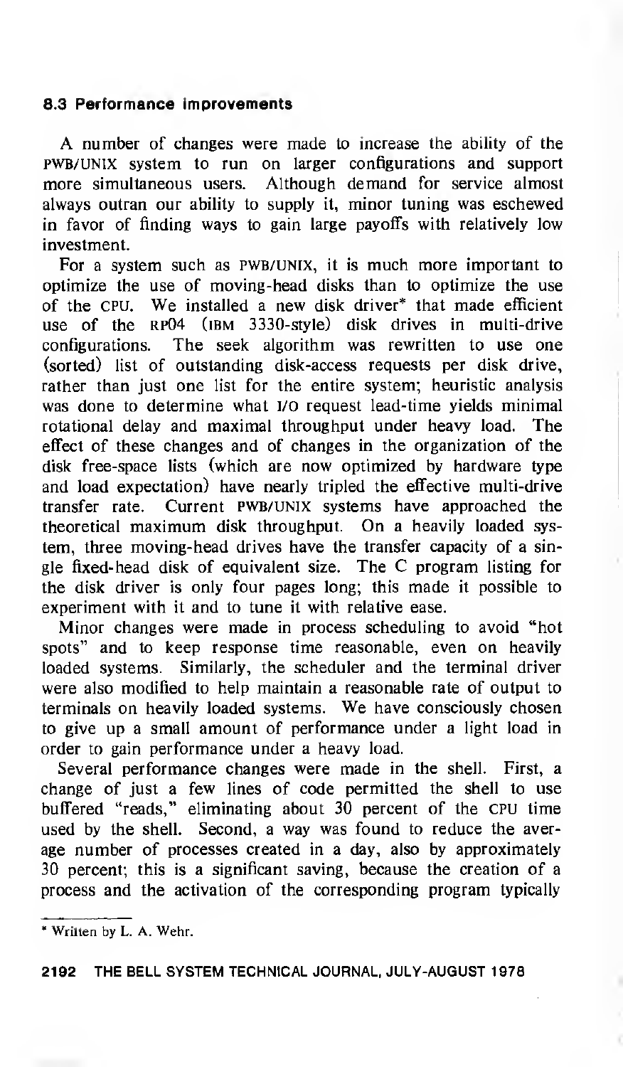### 8.3 Performance improvements

A number of changes were made to increase the ability of the PWB/UNIX system to run on larger configurations and support more simultaneous users. Although demand for service almost always outran our ability to supply it, minor tuning was eschewed in favor of finding ways to gain large payoffs with relatively low investment.

For a system such as PWB/UNIX, it is much more important to optimize the use of moving-head disks than to optimize the use of the CPU. We installed a new disk driver* that made efficient use of the RP04 (IBM 3330-style) disk drives in multi-drive configurations. The seek algorithm was rewritten to use one (sorted) list of outstanding disk-access requests per disk drive, rather than just one list for the entire system; heuristic analysis was done to determine what I/O request lead-time yields minimal rotational delay and maximal throughput under heavy load. The effect of these changes and of changes in the organization of the disk free-space lists (which are now optimized by hardware type and load expectation) have nearly tripled the effective multi-drive transfer rate. Current PWB/UNIX systems have approached the theoretical maximum disk throughput. On a heavily loaded system, three moving-head drives have the transfer capacity of a single fixed-head disk of equivalent size. The C program listing for the disk driver is only four pages long; this made it possible to experiment with it and to tune it with relative ease.

Minor changes were made in process scheduling to avoid "hot spots" and to keep response time reasonable, even on heavily loaded systems. Similarly, the scheduler and the terminal driver were also modified to help maintain a reasonable rate of output to terminals on heavily loaded systems. We have consciously chosen to give up a small amount of performance under a light load in order to gain performance under a heavy load.

Several performance changes were made in the shell. First, a change of just a few lines of code permitted the shell to use buffered "reads," eliminating about 30 percent of the CPU time used by the shell. Second, a way was found to reduce the average number of processes created in a day, also by approximately 30 percent; this is a significant saving, because the creation of a process and the activation of the corresponding program typically

\* Written by L. A. Wehr.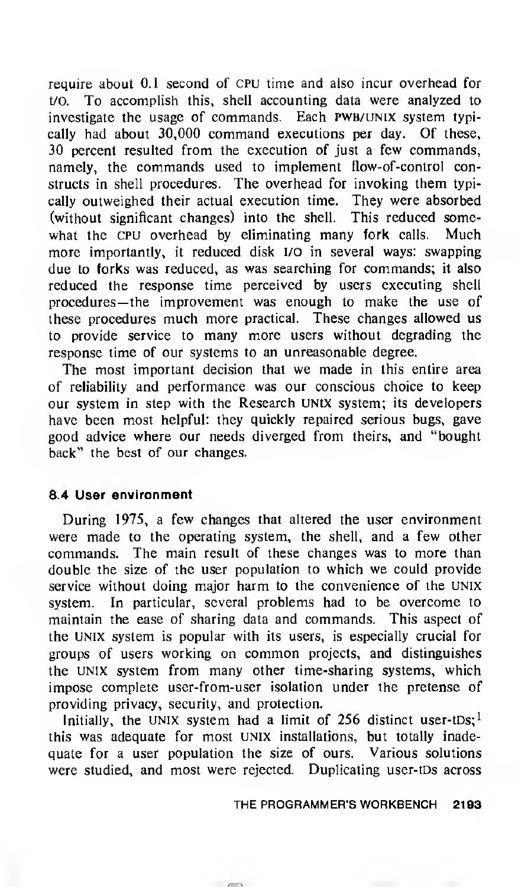require about 0.1 second of CPU time and also incur overhead for I/O. To accomplish this, shell accounting data were analyzed to investigate the usage of commands. Each PWB/UNIX system typically had about 30,000 command executions per day. Of these, 30 percent resulted from the execution of just a few commands, namely, the commands used to implement flow-of-control constructs in shell procedures. The overhead for invoking them typically outweighed their actual execution time. They were absorbed (without significant changes) into the shell. This reduced somewhat the CPU overhead by eliminating many fork calls. Much more importantly, it reduced disk I/O in several ways: swapping due to forks was reduced, as was searching for commands; it also reduced the response time perceived by users executing shell procedures—the improvement was enough to make the use of these procedures much more practical. These changes allowed us to provide service to many more users without degrading the response time of our systems to an unreasonable degree.

The most important decision that we made in this entire area of reliability and performance was our conscious choice to keep our system in step with the Research UNIX system; its developers have been most helpful: they quickly repaired serious bugs, gave good advice where our needs diverged from theirs, and "bought back" the best of our changes.

### 8.4 User environment

During 1975, a few changes that altered the user environment were made to the operating system, the shell, and a few other commands. The main result of these changes was to more than double the size of the user population to which we could provide service without doing major harm to the convenience of the UNIX system. In particular, several problems had to be overcome to maintain the ease of sharing data and commands. This aspect of the UNIX system is popular with its users, is especially crucial for groups of users working on common projects, and distinguishes the UNIX system from many other time-sharing systems, which impose complete user-from-user isolation under the pretense of providing privacy, security, and protection.

Initially, the UNIX system had a limit of 256 distinct user-IDs;[1] this was adequate for most UNIX installations, but totally inadequate for a user population the size of ours. Various solutions were studied, and most were rejected. Duplicating user-IDs across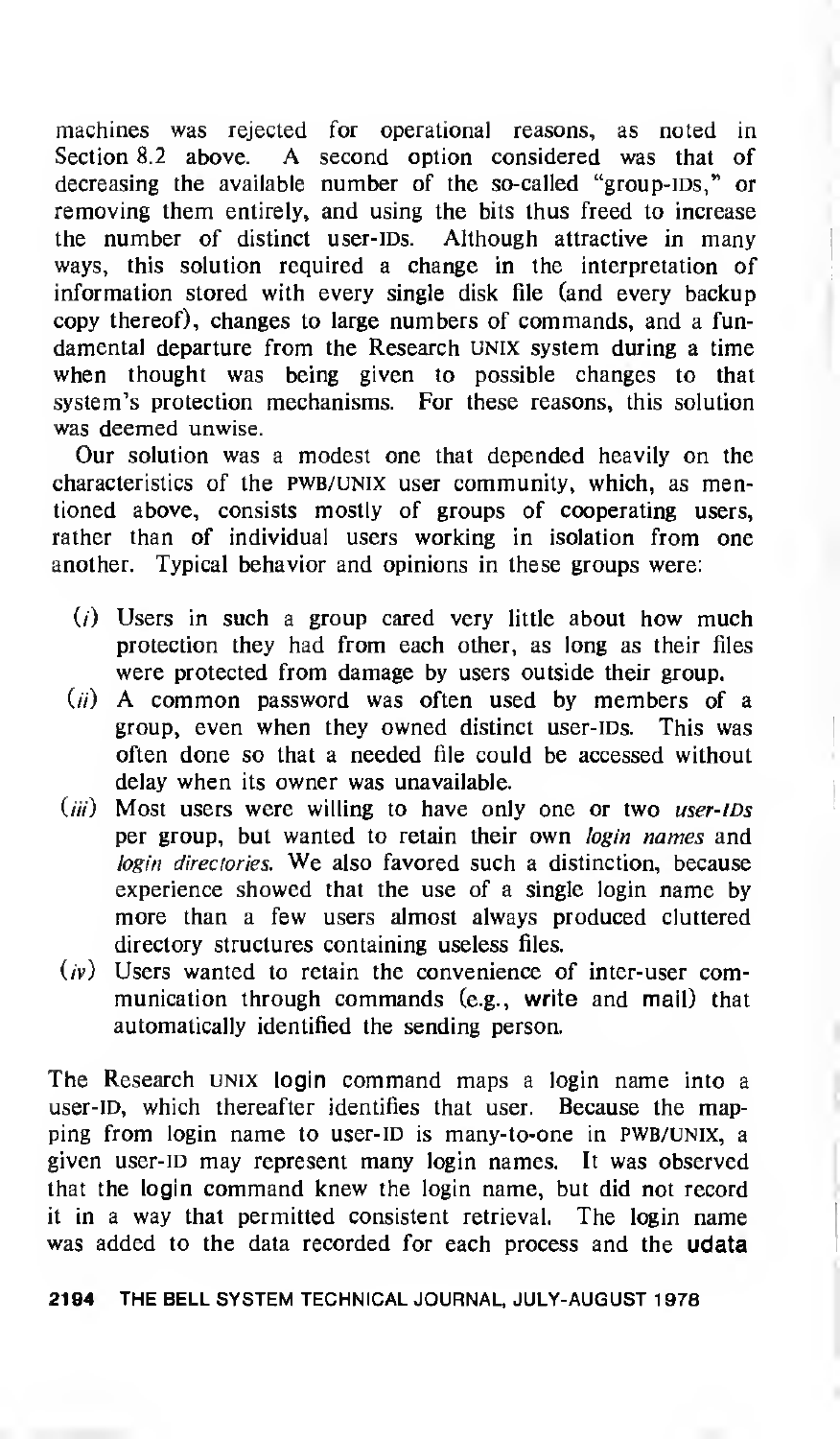machines was rejected for operational reasons, as noted in Section 8.2 above. A second option considered was that of decreasing the available number of the so-called "group-IDs," or removing them entirely, and using the bits thus freed to increase the number of distinct user-IDs. Although attractive in many ways, this solution required a change in the interpretation of information stored with every single disk file (and every backup copy thereof), changes to large numbers of commands, and a fundamental departure from the Research UNIX system during a time when thought was being given to possible changes to that system's protection mechanisms. For these reasons, this solution was deemed unwise.

Our solution was a modest one that depended heavily on the characteristics of the PWB/UNIX user community, which, as mentioned above, consists mostly of groups of cooperating users, rather than of individual users working in isolation from one another. Typical behavior and opinions in these groups were:

- (*i*) Users in such a group cared very little about how much protection they had from each other, as long as their files were protected from damage by users outside their group.
- (*ii*) A common password was often used by members of a group, even when they owned distinct user-IDs. This was often done so that a needed file could be accessed without delay when its owner was unavailable.
- (*iii*) Most users were willing to have only one or two *user-IDs* per group, but wanted to retain their own *login names* and *login directories*. We also favored such a distinction, because experience showed that the use of a single login name by more than a few users almost always produced cluttered directory structures containing useless files.
- (*iv*) Users wanted to retain the convenience of inter-user communication through commands (e.g., **write** and **mail**) that automatically identified the sending person.

The Research UNIX **login** command maps a login name into a user-ID, which thereafter identifies that user. Because the mapping from login name to user-ID is many-to-one in PWB/UNIX, a given user-ID may represent many login names. It was observed that the **login** command knew the login name, but did not record it in a way that permitted consistent retrieval. The login name was added to the data recorded for each process and the **udata**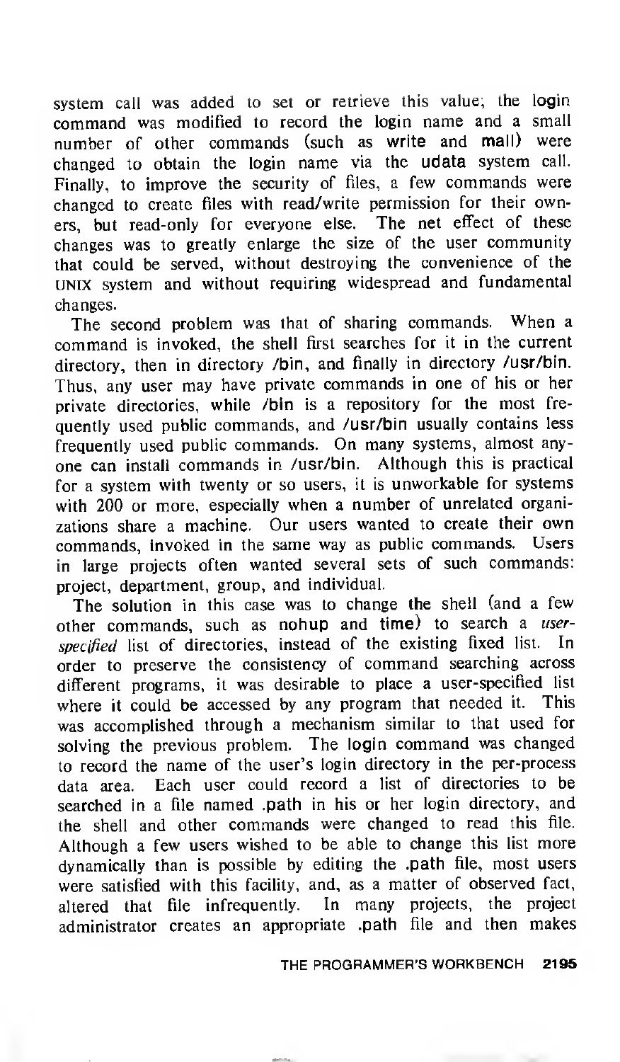system call was added to set or retrieve this value; the login command was modified to record the login name and a small number of other commands (such as write and mail) were changed to obtain the login name via the udata system call. Finally, to improve the security of files, a few commands were changed to create files with read/write permission for their owners, but read-only for everyone else. The net effect of these changes was to greatly enlarge the size of the user community that could be served, without destroying the convenience of the UNIX system and without requiring widespread and fundamental changes.

The second problem was that of sharing commands. When a command is invoked, the shell first searches for it in the current directory, then in directory /bin, and finally in directory /usr/bin. Thus, any user may have private commands in one of his or her private directories, while /bin is a repository for the most frequently used public commands, and /usr/bin usually contains less frequently used public commands. On many systems, almost anyone can install commands in /usr/bin. Although this is practical for a system with twenty or so users, it is unworkable for systems with 200 or more, especially when a number of unrelated organizations share a machine. Our users wanted to create their own commands, invoked in the same way as public commands. Users in large projects often wanted several sets of such commands: project, department, group, and individual.

The solution in this case was to change the shell (and a few other commands, such as nohup and time) to search a *user-specified* list of directories, instead of the existing fixed list. In order to preserve the consistency of command searching across different programs, it was desirable to place a user-specified list where it could be accessed by any program that needed it. This was accomplished through a mechanism similar to that used for solving the previous problem. The login command was changed to record the name of the user's login directory in the per-process data area. Each user could record a list of directories to be searched in a file named .path in his or her login directory, and the shell and other commands were changed to read this file. Although a few users wished to be able to change this list more dynamically than is possible by editing the .path file, most users were satisfied with this facility, and, as a matter of observed fact, altered that file infrequently. In many projects, the project administrator creates an appropriate .path file and then makes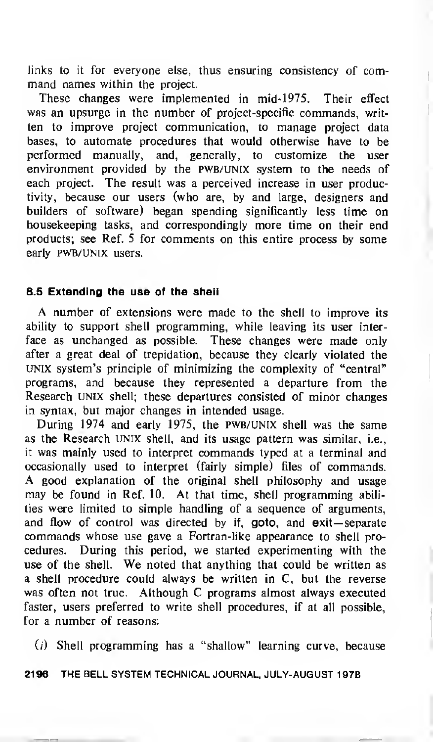links to it for everyone else, thus ensuring consistency of command names within the project.

These changes were implemented in mid-1975. Their effect was an upsurge in the number of project-specific commands, written to improve project communication, to manage project data bases, to automate procedures that would otherwise have to be performed manually, and, generally, to customize the user environment provided by the PWB/UNIX system to the needs of each project. The result was a perceived increase in user productivity, because our users (who are, by and large, designers and builders of software) began spending significantly less time on housekeeping tasks, and correspondingly more time on their end products; see Ref. 5 for comments on this entire process by some early PWB/UNIX users.

### 8.5 Extending the use of the shell

A number of extensions were made to the shell to improve its ability to support shell programming, while leaving its user interface as unchanged as possible. These changes were made only after a great deal of trepidation, because they clearly violated the UNIX system's principle of minimizing the complexity of "central" programs, and because they represented a departure from the Research UNIX shell; these departures consisted of minor changes in syntax, but major changes in intended usage.

During 1974 and early 1975, the PWB/UNIX shell was the same as the Research UNIX shell, and its usage pattern was similar, i.e., it was mainly used to interpret commands typed at a terminal and occasionally used to interpret (fairly simple) files of commands. A good explanation of the original shell philosophy and usage may be found in Ref. 10. At that time, shell programming abilities were limited to simple handling of a sequence of arguments, and flow of control was directed by **if**, **goto**, and **exit**—separate commands whose use gave a Fortran-like appearance to shell procedures. During this period, we started experimenting with the use of the shell. We noted that anything that could be written as a shell procedure could always be written in C, but the reverse was often not true. Although C programs almost always executed faster, users preferred to write shell procedures, if at all possible, for a number of reasons:

(*i*) Shell programming has a "shallow" learning curve, because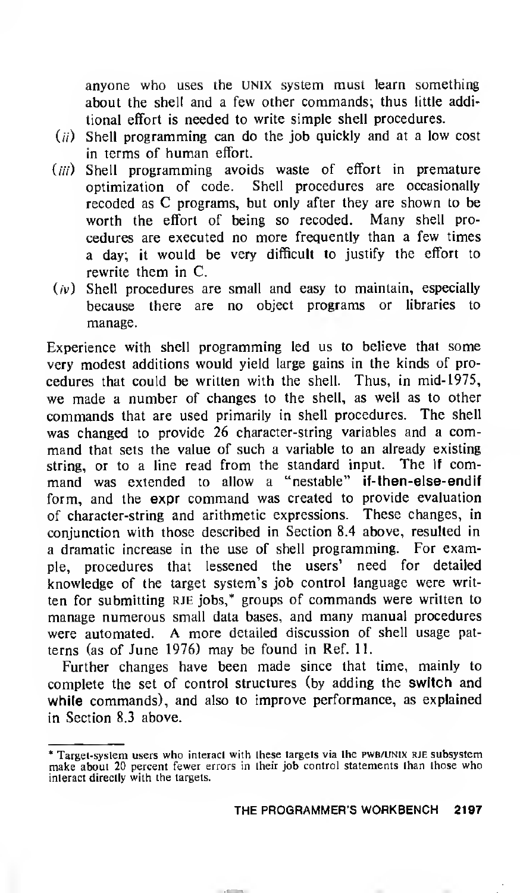anyone who uses the UNIX system must learn something about the shell and a few other commands; thus little additional effort is needed to write simple shell procedures.

(*ii*) Shell programming can do the job quickly and at a low cost in terms of human effort.

(*iii*) Shell programming avoids waste of effort in premature optimization of code. Shell procedures are occasionally recoded as C programs, but only after they are shown to be worth the effort of being so recoded. Many shell procedures are executed no more frequently than a few times a day; it would be very difficult to justify the effort to rewrite them in C.

(*iv*) Shell procedures are small and easy to maintain, especially because there are no object programs or libraries to manage.

Experience with shell programming led us to believe that some very modest additions would yield large gains in the kinds of procedures that could be written with the shell. Thus, in mid-1975, we made a number of changes to the shell, as well as to other commands that are used primarily in shell procedures. The shell was changed to provide 26 character-string variables and a command that sets the value of such a variable to an already existing string, or to a line read from the standard input. The **if** command was extended to allow a "nestable" **if-then-else-endif** form, and the **expr** command was created to provide evaluation of character-string and arithmetic expressions. These changes, in conjunction with those described in Section 8.4 above, resulted in a dramatic increase in the use of shell programming. For example, procedures that lessened the users' need for detailed knowledge of the target system's job control language were written for submitting RJE jobs,* groups of commands were written to manage numerous small data bases, and many manual procedures were automated. A more detailed discussion of shell usage patterns (as of June 1976) may be found in Ref. 11.

Further changes have been made since that time, mainly to complete the set of control structures (by adding the **switch** and **while** commands), and also to improve performance, as explained in Section 8.3 above.

---

\* Target-system users who interact with these targets via the PWB/UNIX RJE subsystem make about 20 percent fewer errors in their job control statements than those who interact directly with the targets.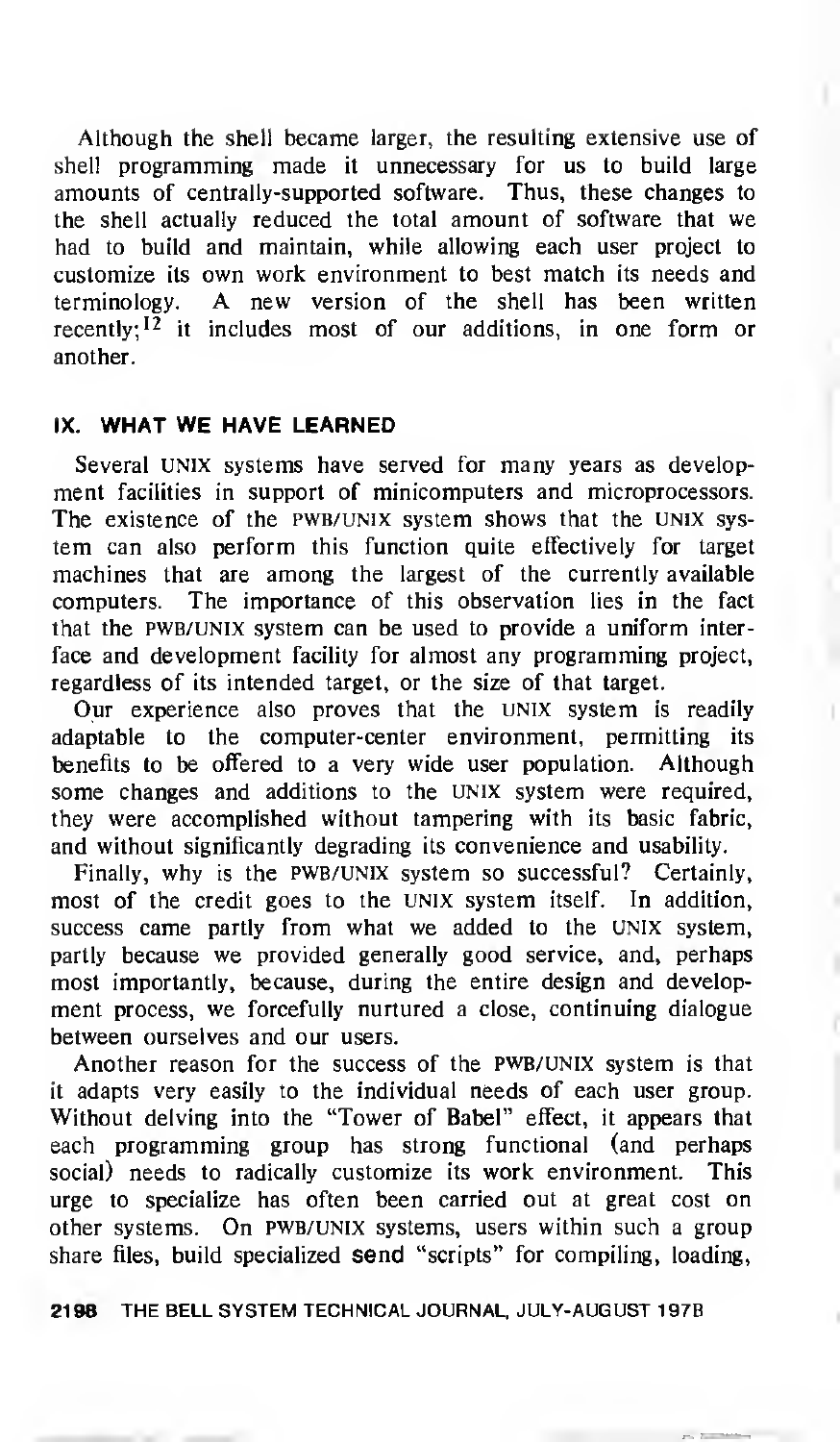Although the shell became larger, the resulting extensive use of shell programming made it unnecessary for us to build large amounts of centrally-supported software. Thus, these changes to the shell actually reduced the total amount of software that we had to build and maintain, while allowing each user project to customize its own work environment to best match its needs and terminology. A new version of the shell has been written recently;[12] it includes most of our additions, in one form or another.

## IX. WHAT WE HAVE LEARNED

Several UNIX systems have served for many years as development facilities in support of minicomputers and microprocessors. The existence of the PWB/UNIX system shows that the UNIX system can also perform this function quite effectively for target machines that are among the largest of the currently available computers. The importance of this observation lies in the fact that the PWB/UNIX system can be used to provide a uniform interface and development facility for almost any programming project, regardless of its intended target, or the size of that target.

Our experience also proves that the UNIX system is readily adaptable to the computer-center environment, permitting its benefits to be offered to a very wide user population. Although some changes and additions to the UNIX system were required, they were accomplished without tampering with its basic fabric, and without significantly degrading its convenience and usability.

Finally, why is the PWB/UNIX system so successful? Certainly, most of the credit goes to the UNIX system itself. In addition, success came partly from what we added to the UNIX system, partly because we provided generally good service, and, perhaps most importantly, because, during the entire design and development process, we forcefully nurtured a close, continuing dialogue between ourselves and our users.

Another reason for the success of the PWB/UNIX system is that it adapts very easily to the individual needs of each user group. Without delving into the "Tower of Babel" effect, it appears that each programming group has strong functional (and perhaps social) needs to radically customize its work environment. This urge to specialize has often been carried out at great cost on other systems. On PWB/UNIX systems, users within such a group share files, build specialized **send** "scripts" for compiling, loading,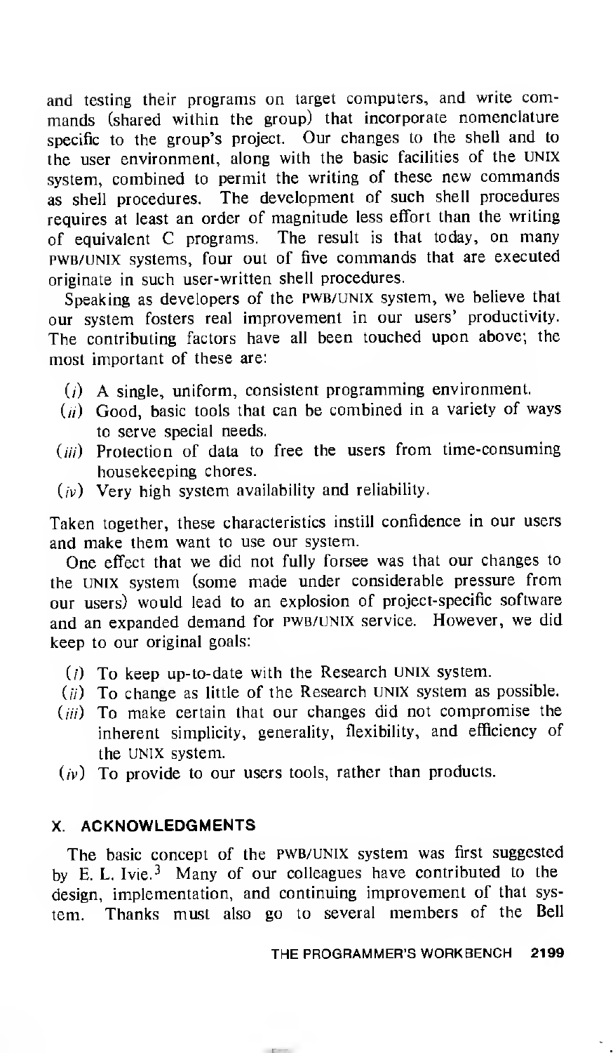and testing their programs on target computers, and write commands (shared within the group) that incorporate nomenclature specific to the group's project. Our changes to the shell and to the user environment, along with the basic facilities of the UNIX system, combined to permit the writing of these new commands as shell procedures. The development of such shell procedures requires at least an order of magnitude less effort than the writing of equivalent C programs. The result is that today, on many PWB/UNIX systems, four out of five commands that are executed originate in such user-written shell procedures.

Speaking as developers of the PWB/UNIX system, we believe that our system fosters real improvement in our users' productivity. The contributing factors have all been touched upon above; the most important of these are:

(*i*) A single, uniform, consistent programming environment.
(*ii*) Good, basic tools that can be combined in a variety of ways to serve special needs.
(*iii*) Protection of data to free the users from time-consuming housekeeping chores.
(*iv*) Very high system availability and reliability.

Taken together, these characteristics instill confidence in our users and make them want to use our system.

One effect that we did not fully forsee was that our changes to the UNIX system (some made under considerable pressure from our users) would lead to an explosion of project-specific software and an expanded demand for PWB/UNIX service. However, we did keep to our original goals:

(*i*) To keep up-to-date with the Research UNIX system.
(*ii*) To change as little of the Research UNIX system as possible.
(*iii*) To make certain that our changes did not compromise the inherent simplicity, generality, flexibility, and efficiency of the UNIX system.
(*iv*) To provide to our users tools, rather than products.

## X. ACKNOWLEDGMENTS

The basic concept of the PWB/UNIX system was first suggested by E. L. Ivie.[3] Many of our colleagues have contributed to the design, implementation, and continuing improvement of that system. Thanks must also go to several members of the Bell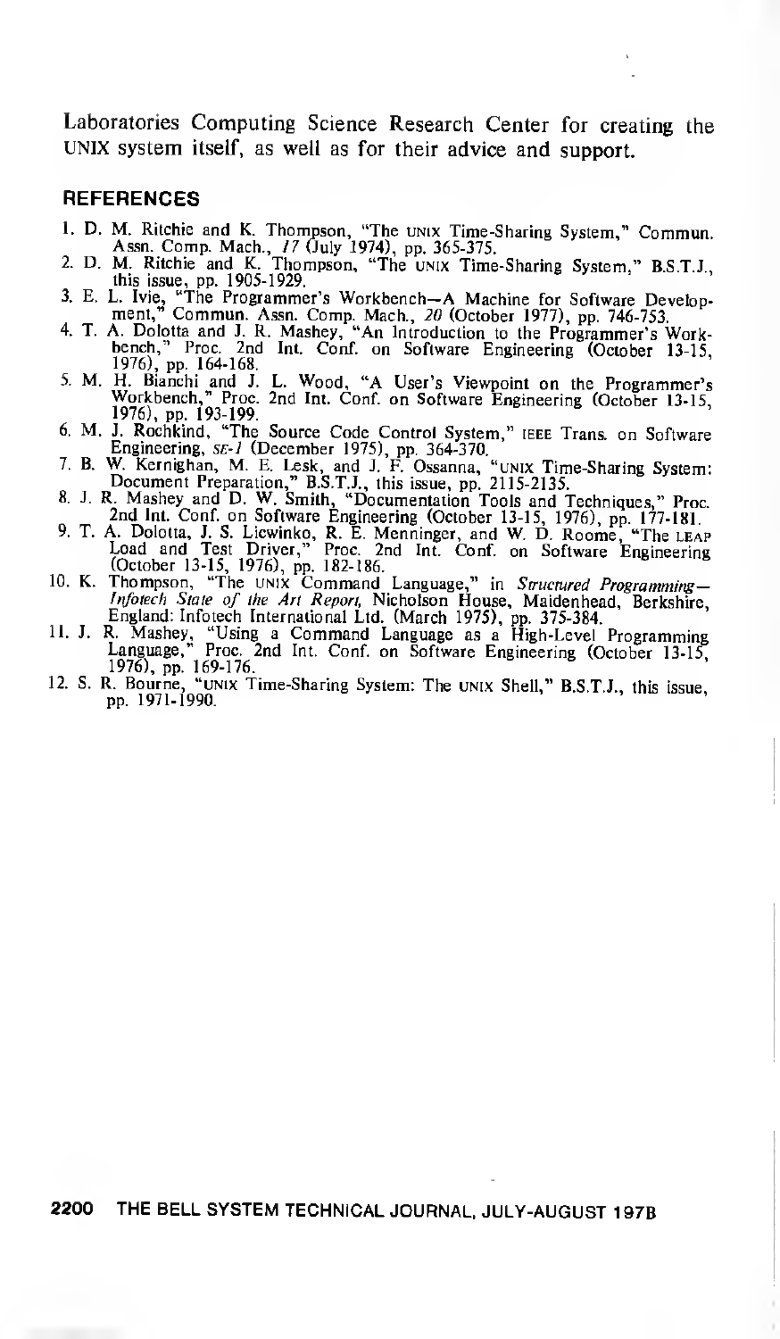Laboratories Computing Science Research Center for creating the UNIX system itself, as well as for their advice and support.

## REFERENCES

1. D. M. Ritchie and K. Thompson, "The UNIX Time-Sharing System," Commun. Assn. Comp. Mach., *17* (July 1974), pp. 365-375.
2. D. M. Ritchie and K. Thompson, "The UNIX Time-Sharing System," B.S.T.J., this issue, pp. 1905-1929.
3. E. L. Ivie, "The Programmer's Workbench—A Machine for Software Development," Commun. Assn. Comp. Mach., *20* (October 1977), pp. 746-753.
4. T. A. Dolotta and J. R. Mashey, "An Introduction to the Programmer's Workbench," Proc. 2nd Int. Conf. on Software Engineering (October 13-15, 1976), pp. 164-168.
5. M. H. Bianchi and J. L. Wood, "A User's Viewpoint on the Programmer's Workbench," Proc. 2nd Int. Conf. on Software Engineering (October 13-15, 1976), pp. 193-199.
6. M. J. Rochkind, "The Source Code Control System," IEEE Trans. on Software Engineering, *SE-1* (December 1975), pp. 364-370.
7. B. W. Kernighan, M. E. Lesk, and J. F. Ossanna, "UNIX Time-Sharing System: Document Preparation," B.S.T.J., this issue, pp. 2115-2135.
8. J. R. Mashey and D. W. Smith, "Documentation Tools and Techniques," Proc. 2nd Int. Conf. on Software Engineering (October 13-15, 1976), pp. 177-181.
9. T. A. Dolotta, J. S. Licwinko, R. E. Menninger, and W. D. Roome, "The LEAP Load and Test Driver," Proc. 2nd Int. Conf. on Software Engineering (October 13-15, 1976), pp. 182-186.
10. K. Thompson, "The UNIX Command Language," in *Structured Programming—Infotech State of the Art Report*, Nicholson House, Maidenhead, Berkshire, England: Infotech International Ltd. (March 1975), pp. 375-384.
11. J. R. Mashey, "Using a Command Language as a High-Level Programming Language," Proc. 2nd Int. Conf. on Software Engineering (October 13-15, 1976), pp. 169-176.
12. S. R. Bourne, "UNIX Time-Sharing System: The UNIX Shell," B.S.T.J., this issue, pp. 1971-1990.